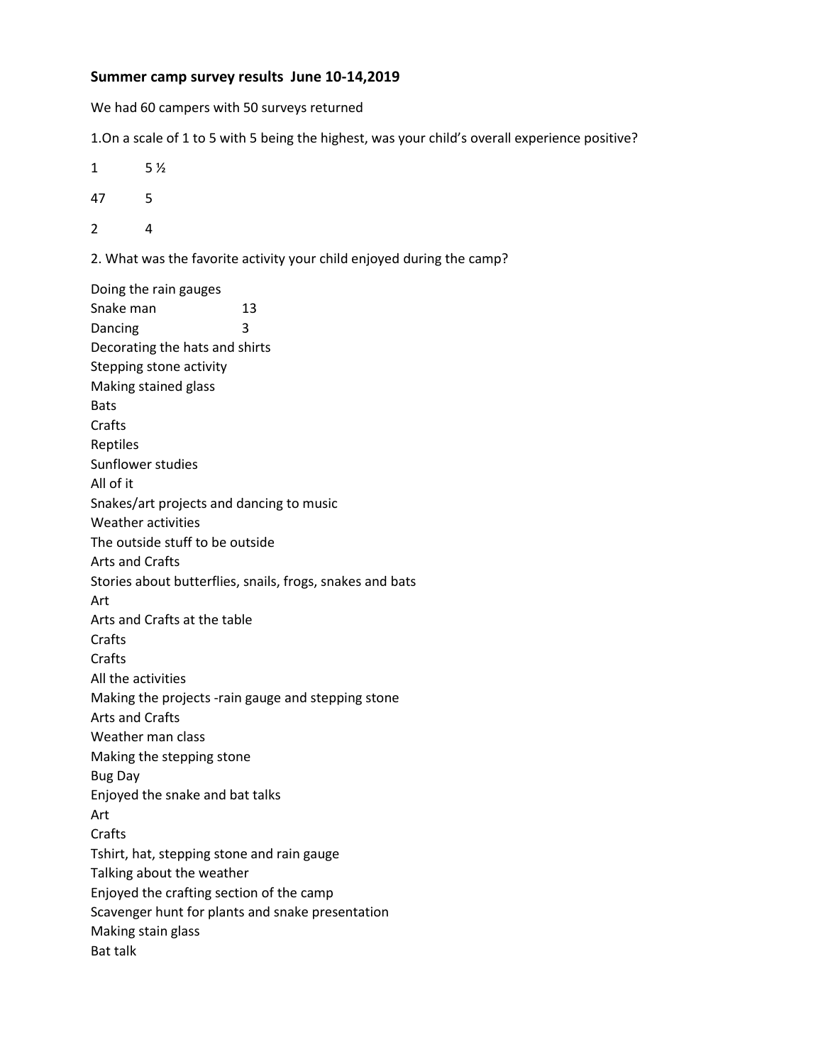**Summer camp survey results June 10-14,2019**

We had 60 campers with 50 surveys returned

1.On a scale of 1 to 5 with 5 being the highest, was your child's overall experience positive?

1 5 ½

47 5

2 4

2. What was the favorite activity your child enjoyed during the camp?

Doing the rain gauges
Snake man 13
Dancing 3
Decorating the hats and shirts
Stepping stone activity
Making stained glass
Bats
Crafts
Reptiles
Sunflower studies
All of it
Snakes/art projects and dancing to music
Weather activities
The outside stuff to be outside
Arts and Crafts
Stories about butterflies, snails, frogs, snakes and bats
Art
Arts and Crafts at the table
Crafts
Crafts
All the activities
Making the projects -rain gauge and stepping stone
Arts and Crafts
Weather man class
Making the stepping stone
Bug Day
Enjoyed the snake and bat talks
Art
Crafts
Tshirt, hat, stepping stone and rain gauge
Talking about the weather
Enjoyed the crafting section of the camp
Scavenger hunt for plants and snake presentation
Making stain glass
Bat talk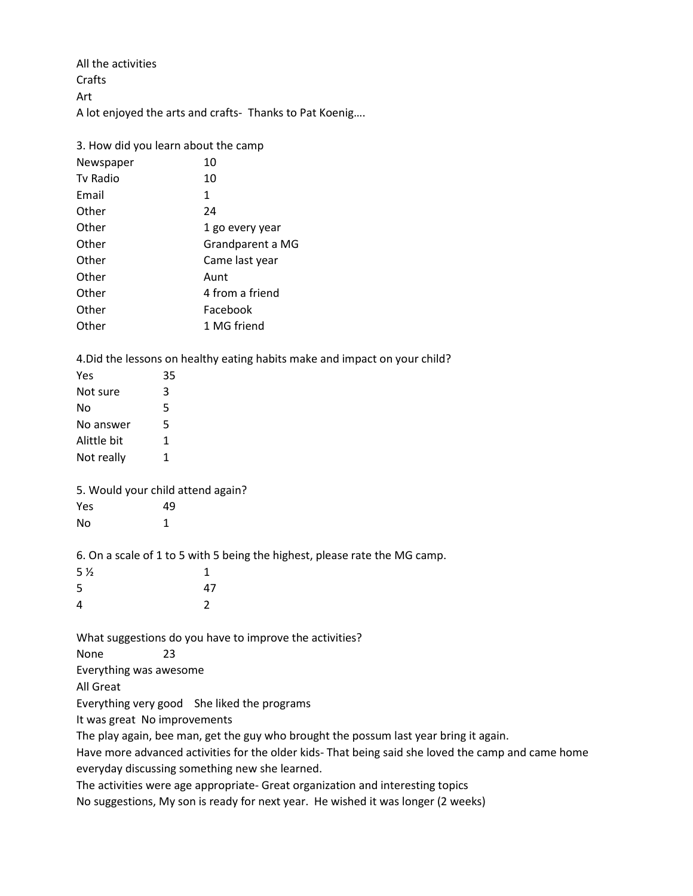All the activities
Crafts
Art
A lot enjoyed the arts and crafts- Thanks to Pat Koenig….

3. How did you learn about the camp

| | |
|---|---|
| Newspaper | 10 |
| Tv Radio | 10 |
| Email | 1 |
| Other | 24 |
| Other | 1 go every year |
| Other | Grandparent a MG |
| Other | Came last year |
| Other | Aunt |
| Other | 4 from a friend |
| Other | Facebook |
| Other | 1 MG friend |

4.Did the lessons on healthy eating habits make and impact on your child?

| | |
|---|---|
| Yes | 35 |
| Not sure | 3 |
| No | 5 |
| No answer | 5 |
| Alittle bit | 1 |
| Not really | 1 |

5. Would your child attend again?

| | |
|---|---|
| Yes | 49 |
| No | 1 |

6. On a scale of 1 to 5 with 5 being the highest, please rate the MG camp.

| | |
|---|---|
| 5 ½ | 1 |
| 5 | 47 |
| 4 | 2 |

What suggestions do you have to improve the activities?
None 23
Everything was awesome
All Great
Everything very good She liked the programs
It was great No improvements
The play again, bee man, get the guy who brought the possum last year bring it again.
Have more advanced activities for the older kids- That being said she loved the camp and came home everyday discussing something new she learned.
The activities were age appropriate- Great organization and interesting topics
No suggestions, My son is ready for next year. He wished it was longer (2 weeks)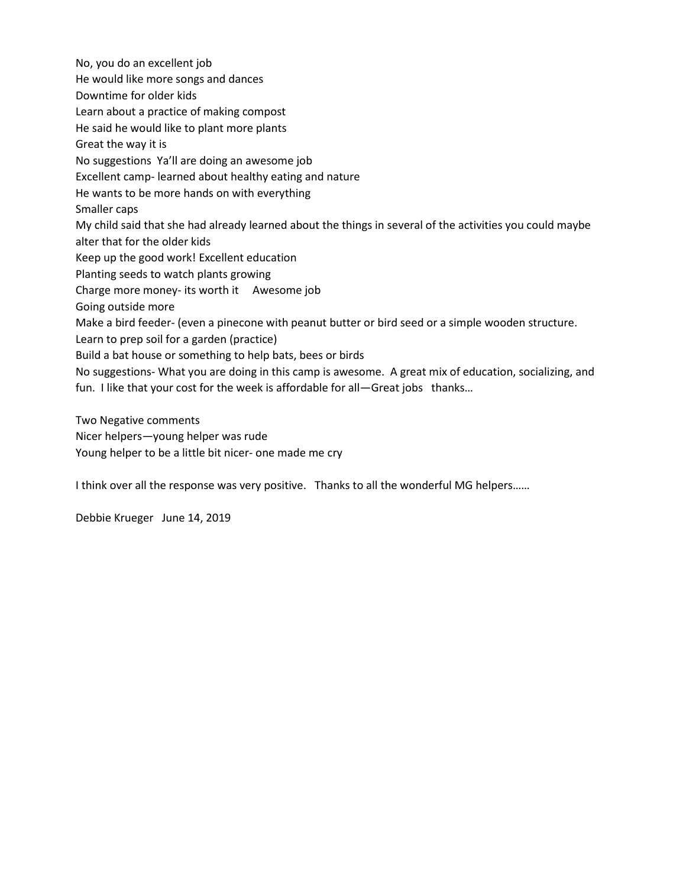No, you do an excellent job
He would like more songs and dances
Downtime for older kids
Learn about a practice of making compost
He said he would like to plant more plants
Great the way it is
No suggestions Ya'll are doing an awesome job
Excellent camp- learned about healthy eating and nature
He wants to be more hands on with everything
Smaller caps
My child said that she had already learned about the things in several of the activities you could maybe alter that for the older kids
Keep up the good work! Excellent education
Planting seeds to watch plants growing
Charge more money- its worth it Awesome job
Going outside more
Make a bird feeder- (even a pinecone with peanut butter or bird seed or a simple wooden structure.
Learn to prep soil for a garden (practice)
Build a bat house or something to help bats, bees or birds
No suggestions- What you are doing in this camp is awesome. A great mix of education, socializing, and fun. I like that your cost for the week is affordable for all—Great jobs thanks…

Two Negative comments
Nicer helpers—young helper was rude
Young helper to be a little bit nicer- one made me cry

I think over all the response was very positive. Thanks to all the wonderful MG helpers……

Debbie Krueger June 14, 2019